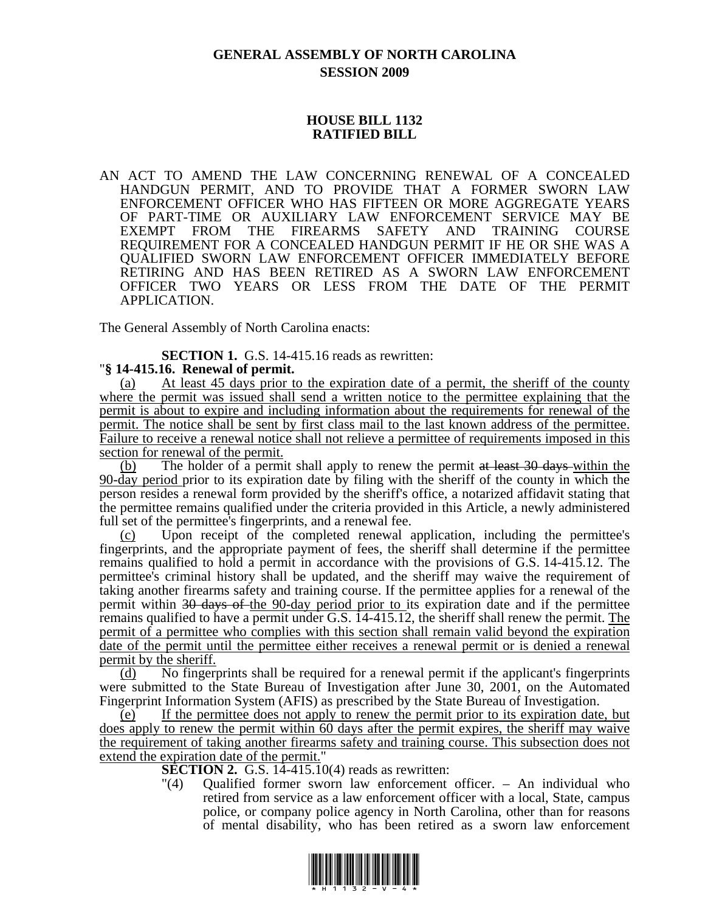**GENERAL ASSEMBLY OF NORTH CAROLINA**
**SESSION 2009**

**HOUSE BILL 1132**
**RATIFIED BILL**

AN ACT TO AMEND THE LAW CONCERNING RENEWAL OF A CONCEALED HANDGUN PERMIT, AND TO PROVIDE THAT A FORMER SWORN LAW ENFORCEMENT OFFICER WHO HAS FIFTEEN OR MORE AGGREGATE YEARS OF PART-TIME OR AUXILIARY LAW ENFORCEMENT SERVICE MAY BE EXEMPT FROM THE FIREARMS SAFETY AND TRAINING COURSE REQUIREMENT FOR A CONCEALED HANDGUN PERMIT IF HE OR SHE WAS A QUALIFIED SWORN LAW ENFORCEMENT OFFICER IMMEDIATELY BEFORE RETIRING AND HAS BEEN RETIRED AS A SWORN LAW ENFORCEMENT OFFICER TWO YEARS OR LESS FROM THE DATE OF THE PERMIT APPLICATION.

The General Assembly of North Carolina enacts:

**SECTION 1.** G.S. 14-415.16 reads as rewritten:

"**§ 14-415.16. Renewal of permit.**

(a) At least 45 days prior to the expiration date of a permit, the sheriff of the county where the permit was issued shall send a written notice to the permittee explaining that the permit is about to expire and including information about the requirements for renewal of the permit. The notice shall be sent by first class mail to the last known address of the permittee. Failure to receive a renewal notice shall not relieve a permittee of requirements imposed in this section for renewal of the permit.

(b) The holder of a permit shall apply to renew the permit ~~at least 30 days~~ within the 90-day period prior to its expiration date by filing with the sheriff of the county in which the person resides a renewal form provided by the sheriff's office, a notarized affidavit stating that the permittee remains qualified under the criteria provided in this Article, a newly administered full set of the permittee's fingerprints, and a renewal fee.

(c) Upon receipt of the completed renewal application, including the permittee's fingerprints, and the appropriate payment of fees, the sheriff shall determine if the permittee remains qualified to hold a permit in accordance with the provisions of G.S. 14-415.12. The permittee's criminal history shall be updated, and the sheriff may waive the requirement of taking another firearms safety and training course. If the permittee applies for a renewal of the permit within ~~30 days of~~ the 90-day period prior to its expiration date and if the permittee remains qualified to have a permit under G.S. 14-415.12, the sheriff shall renew the permit. The permit of a permittee who complies with this section shall remain valid beyond the expiration date of the permit until the permittee either receives a renewal permit or is denied a renewal permit by the sheriff.

(d) No fingerprints shall be required for a renewal permit if the applicant's fingerprints were submitted to the State Bureau of Investigation after June 30, 2001, on the Automated Fingerprint Information System (AFIS) as prescribed by the State Bureau of Investigation.

(e) If the permittee does not apply to renew the permit prior to its expiration date, but does apply to renew the permit within 60 days after the permit expires, the sheriff may waive the requirement of taking another firearms safety and training course. This subsection does not extend the expiration date of the permit."

**SECTION 2.** G.S. 14-415.10(4) reads as rewritten:

"(4) Qualified former sworn law enforcement officer. – An individual who retired from service as a law enforcement officer with a local, State, campus police, or company police agency in North Carolina, other than for reasons of mental disability, who has been retired as a sworn law enforcement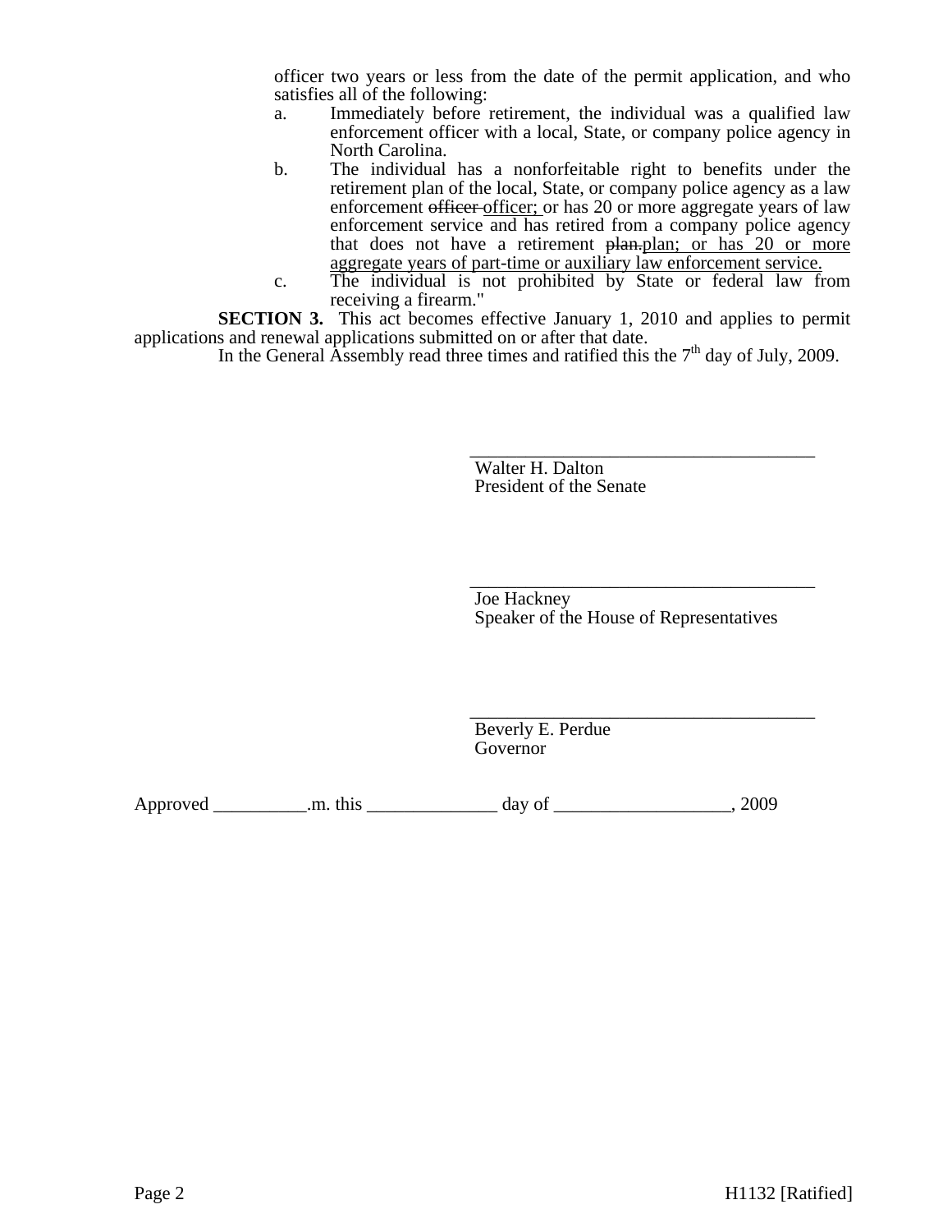officer two years or less from the date of the permit application, and who satisfies all of the following:

a. Immediately before retirement, the individual was a qualified law enforcement officer with a local, State, or company police agency in North Carolina.

b. The individual has a nonforfeitable right to benefits under the retirement plan of the local, State, or company police agency as a law enforcement ~~officer~~ <u>officer;</u> or has 20 or more aggregate years of law enforcement service and has retired from a company police agency that does not have a retirement ~~plan.~~<u>plan; or has 20 or more aggregate years of part-time or auxiliary law enforcement service.</u>

c. The individual is not prohibited by State or federal law from receiving a firearm."

**SECTION 3.** This act becomes effective January 1, 2010 and applies to permit applications and renewal applications submitted on or after that date.

In the General Assembly read three times and ratified this the 7th day of July, 2009.

\_\_\_\_\_\_\_\_\_\_\_\_\_\_\_\_\_\_\_\_\_\_\_\_\_\_\_\_\_\_\_\_\_\_\_\_\_\_
Walter H. Dalton
President of the Senate

\_\_\_\_\_\_\_\_\_\_\_\_\_\_\_\_\_\_\_\_\_\_\_\_\_\_\_\_\_\_\_\_\_\_\_\_\_\_
Joe Hackney
Speaker of the House of Representatives

\_\_\_\_\_\_\_\_\_\_\_\_\_\_\_\_\_\_\_\_\_\_\_\_\_\_\_\_\_\_\_\_\_\_\_\_\_\_
Beverly E. Perdue
Governor

Approved \_\_\_\_\_\_\_\_\_\_.m. this \_\_\_\_\_\_\_\_\_\_\_\_\_\_ day of \_\_\_\_\_\_\_\_\_\_\_\_\_\_\_\_\_\_\_, 2009